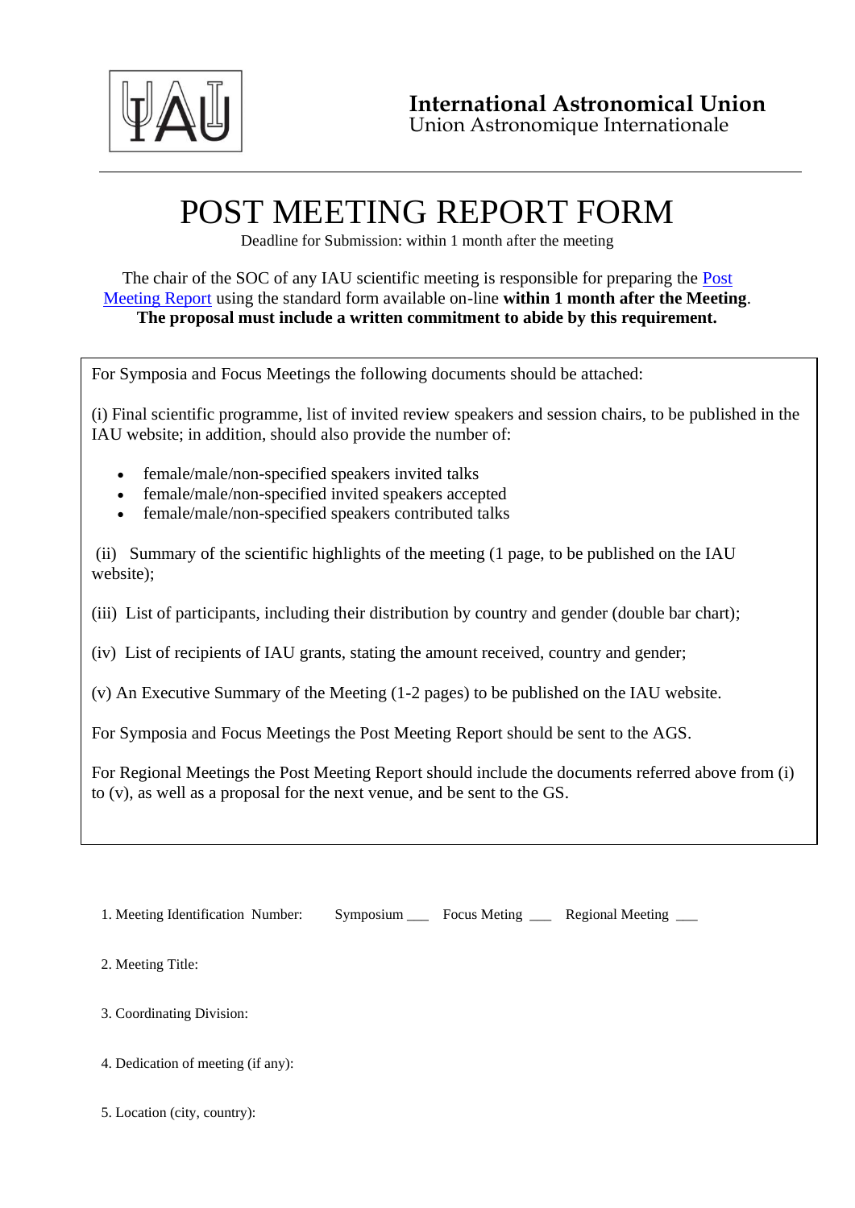**International Astronomical Union**
Union Astronomique Internationale

# POST MEETING REPORT FORM

Deadline for Submission: within 1 month after the meeting

The chair of the SOC of any IAU scientific meeting is responsible for preparing the Post Meeting Report using the standard form available on-line **within 1 month after the Meeting**. **The proposal must include a written commitment to abide by this requirement.**

For Symposia and Focus Meetings the following documents should be attached:

(i) Final scientific programme, list of invited review speakers and session chairs, to be published in the IAU website; in addition, should also provide the number of:

- female/male/non-specified speakers invited talks
- female/male/non-specified invited speakers accepted
- female/male/non-specified speakers contributed talks

(ii) Summary of the scientific highlights of the meeting (1 page, to be published on the IAU website);

(iii) List of participants, including their distribution by country and gender (double bar chart);

(iv) List of recipients of IAU grants, stating the amount received, country and gender;

(v) An Executive Summary of the Meeting (1-2 pages) to be published on the IAU website.

For Symposia and Focus Meetings the Post Meeting Report should be sent to the AGS.

For Regional Meetings the Post Meeting Report should include the documents referred above from (i) to (v), as well as a proposal for the next venue, and be sent to the GS.

1. Meeting Identification Number: Symposium ___ Focus Meting ___ Regional Meeting ___

2. Meeting Title:

3. Coordinating Division:

4. Dedication of meeting (if any):

5. Location (city, country):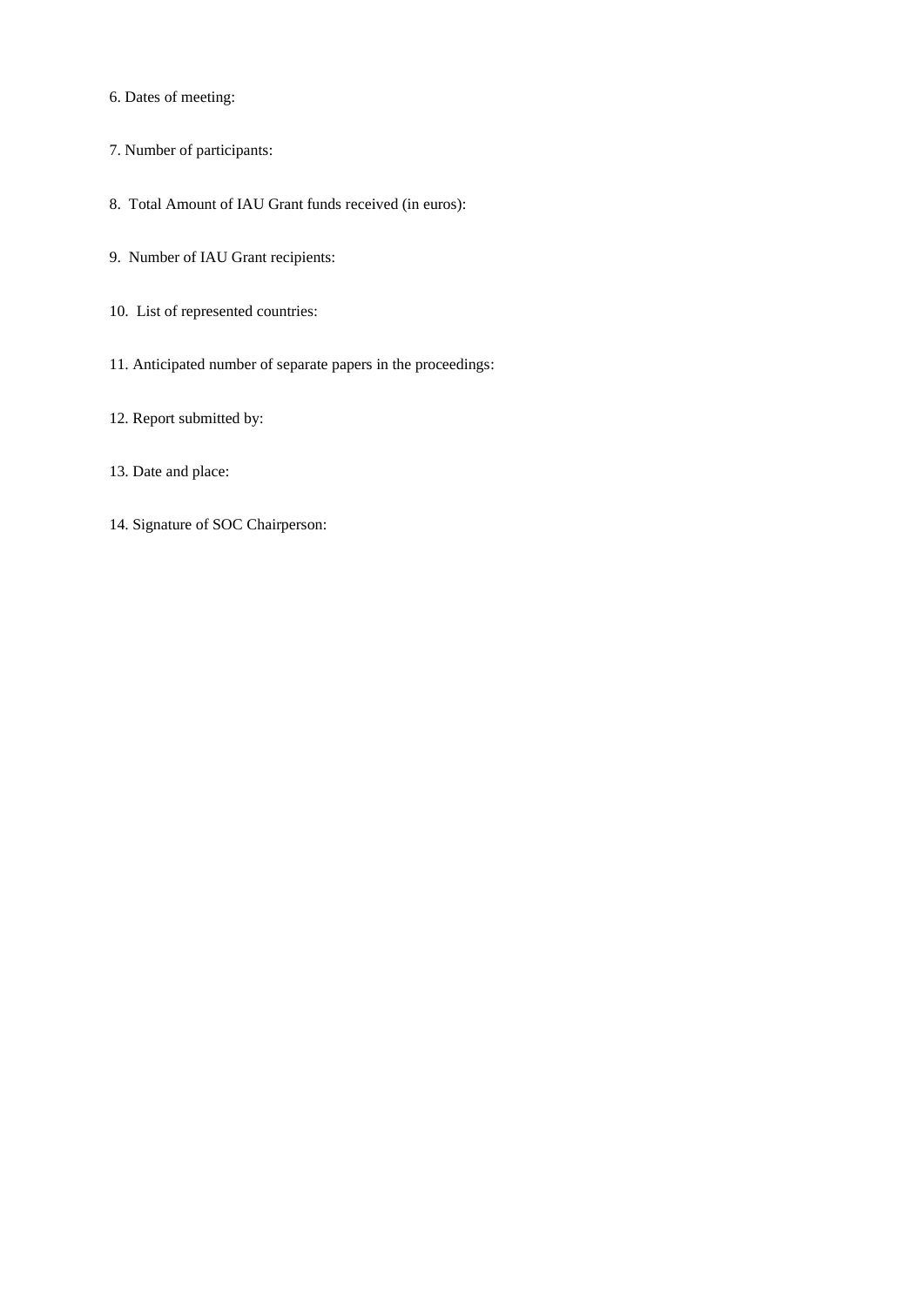6. Dates of meeting:

7. Number of participants:

8. Total Amount of IAU Grant funds received (in euros):

9. Number of IAU Grant recipients:

10. List of represented countries:

11. Anticipated number of separate papers in the proceedings:

12. Report submitted by:

13. Date and place:

14. Signature of SOC Chairperson: